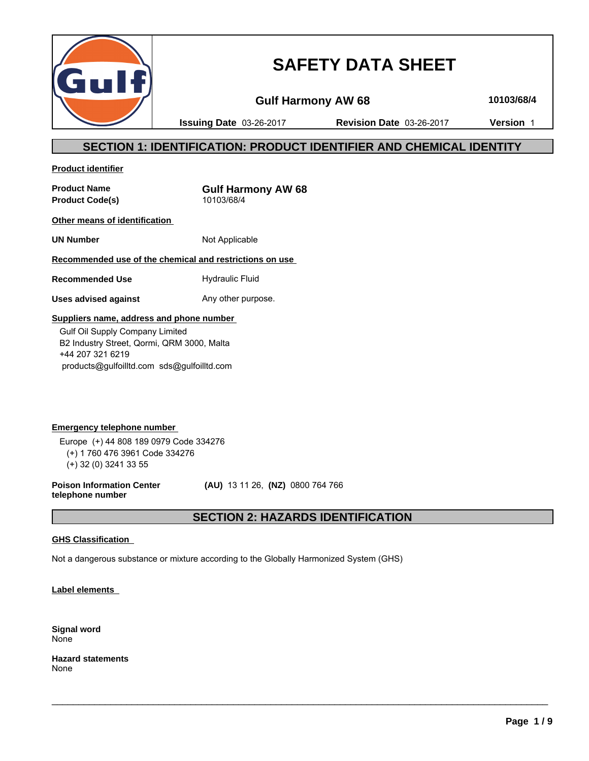# SAFETY DATA SHEET

**Gulf Harmony AW 68** | **10103/68/4**

**Issuing Date** 03-26-2017 | **Revision Date** 03-26-2017 | **Version** 1

## SECTION 1: IDENTIFICATION: PRODUCT IDENTIFIER AND CHEMICAL IDENTITY

**Product identifier**

| | |
|---|---|
| **Product Name** | **Gulf Harmony AW 68** |
| **Product Code(s)** | 10103/68/4 |

**Other means of identification**

| | |
|---|---|
| **UN Number** | Not Applicable |

**Recommended use of the chemical and restrictions on use**

| | |
|---|---|
| **Recommended Use** | Hydraulic Fluid |
| **Uses advised against** | Any other purpose. |

**Suppliers name, address and phone number**

Gulf Oil Supply Company Limited
B2 Industry Street, Qormi, QRM 3000, Malta
+44 207 321 6219
products@gulfoilltd.com sds@gulfoilltd.com

**Emergency telephone number**

Europe (+) 44 808 189 0979 Code 334276
(+) 1 760 476 3961 Code 334276
(+) 32 (0) 3241 33 55

**Poison Information Center telephone number** — **(AU)** 13 11 26, **(NZ)** 0800 764 766

## SECTION 2: HAZARDS IDENTIFICATION

**GHS Classification**

Not a dangerous substance or mixture according to the Globally Harmonized System (GHS)

**Label elements**

**Signal word**
None

**Hazard statements**
None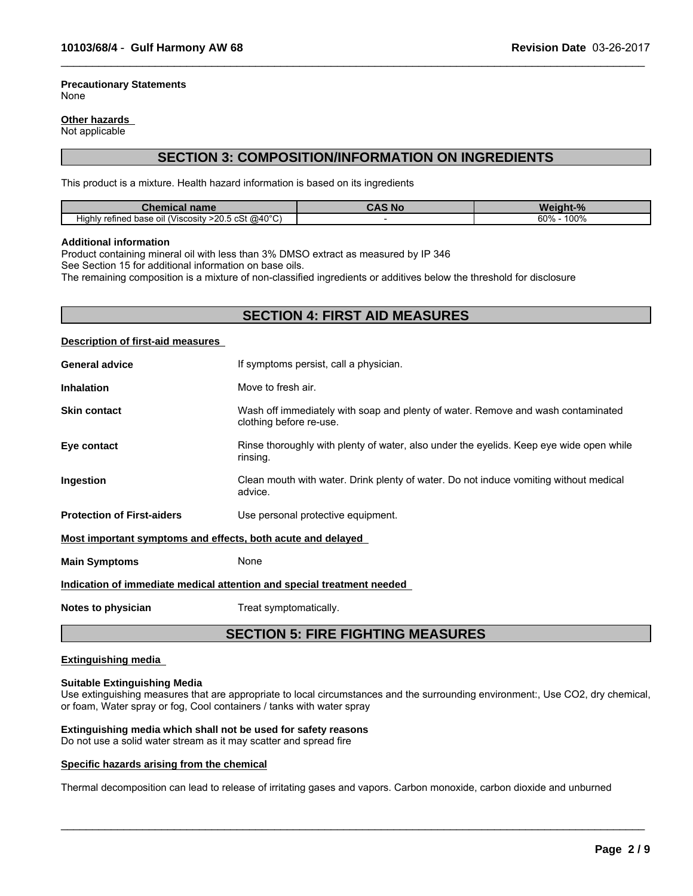**Precautionary Statements**
None

**Other hazards**
Not applicable

## SECTION 3: COMPOSITION/INFORMATION ON INGREDIENTS

This product is a mixture. Health hazard information is based on its ingredients

| Chemical name | CAS No | Weight-% |
|---|---|---|
| Highly refined base oil (Viscosity >20.5 cSt @40°C) | - | 60% - 100% |

**Additional information**
Product containing mineral oil with less than 3% DMSO extract as measured by IP 346
See Section 15 for additional information on base oils.
The remaining composition is a mixture of non-classified ingredients or additives below the threshold for disclosure

## SECTION 4: FIRST AID MEASURES

**Description of first-aid measures**

**General advice** If symptoms persist, call a physician.

**Inhalation** Move to fresh air.

**Skin contact** Wash off immediately with soap and plenty of water. Remove and wash contaminated clothing before re-use.

**Eye contact** Rinse thoroughly with plenty of water, also under the eyelids. Keep eye wide open while rinsing.

**Ingestion** Clean mouth with water. Drink plenty of water. Do not induce vomiting without medical advice.

**Protection of First-aiders** Use personal protective equipment.

**Most important symptoms and effects, both acute and delayed**

**Main Symptoms** None

**Indication of immediate medical attention and special treatment needed**

**Notes to physician** Treat symptomatically.

## SECTION 5: FIRE FIGHTING MEASURES

**Extinguishing media**

**Suitable Extinguishing Media**
Use extinguishing measures that are appropriate to local circumstances and the surrounding environment:, Use $CO_2$, dry chemical, or foam, Water spray or fog, Cool containers / tanks with water spray

**Extinguishing media which shall not be used for safety reasons**
Do not use a solid water stream as it may scatter and spread fire

**Specific hazards arising from the chemical**

Thermal decomposition can lead to release of irritating gases and vapors. Carbon monoxide, carbon dioxide and unburned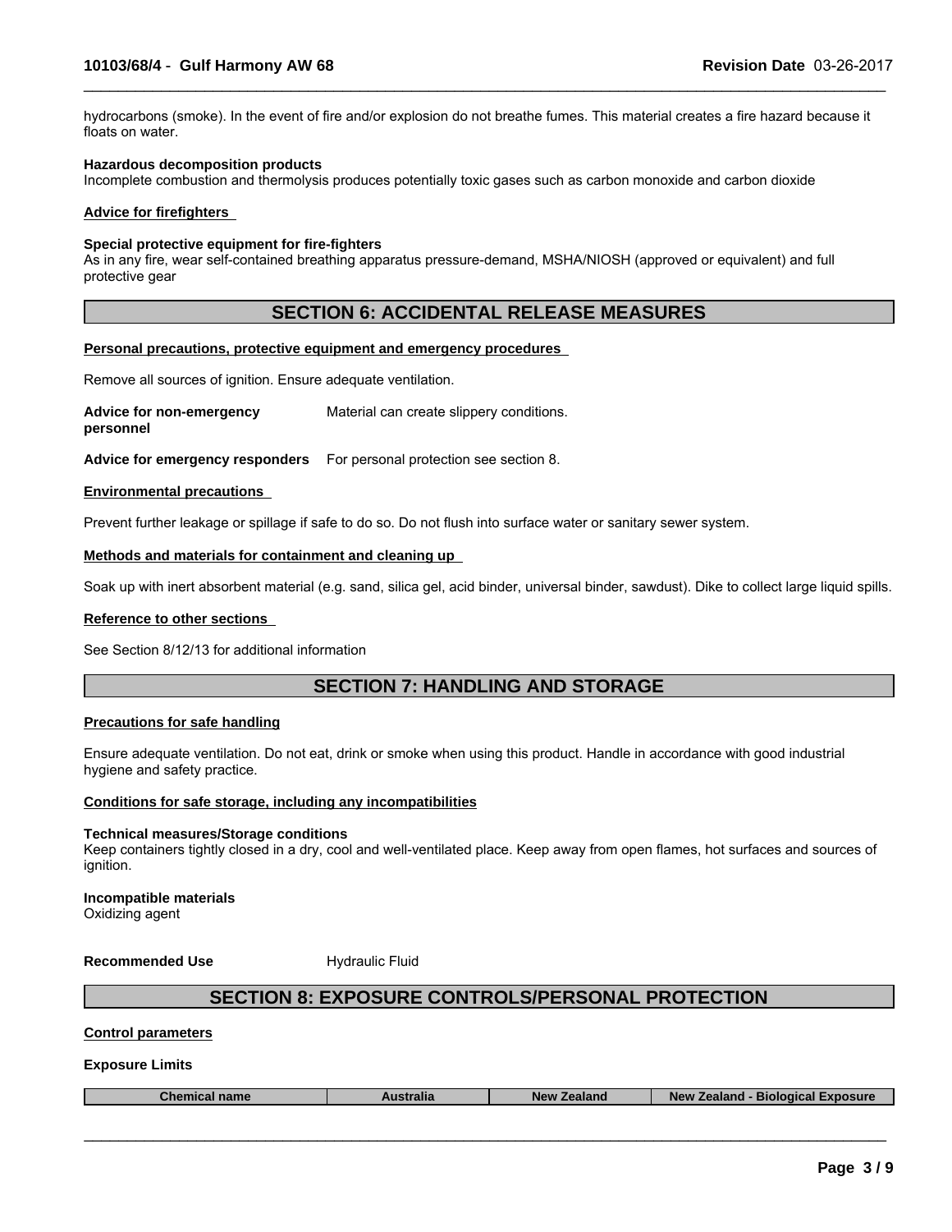hydrocarbons (smoke). In the event of fire and/or explosion do not breathe fumes. This material creates a fire hazard because it floats on water.

**Hazardous decomposition products**
Incomplete combustion and thermolysis produces potentially toxic gases such as carbon monoxide and carbon dioxide

**Advice for firefighters**

**Special protective equipment for fire-fighters**
As in any fire, wear self-contained breathing apparatus pressure-demand, MSHA/NIOSH (approved or equivalent) and full protective gear

## SECTION 6: ACCIDENTAL RELEASE MEASURES

**Personal precautions, protective equipment and emergency procedures**

Remove all sources of ignition. Ensure adequate ventilation.

**Advice for non-emergency personnel** Material can create slippery conditions.

**Advice for emergency responders** For personal protection see section 8.

**Environmental precautions**

Prevent further leakage or spillage if safe to do so. Do not flush into surface water or sanitary sewer system.

**Methods and materials for containment and cleaning up**

Soak up with inert absorbent material (e.g. sand, silica gel, acid binder, universal binder, sawdust). Dike to collect large liquid spills.

**Reference to other sections**

See Section 8/12/13 for additional information

## SECTION 7: HANDLING AND STORAGE

**Precautions for safe handling**

Ensure adequate ventilation. Do not eat, drink or smoke when using this product. Handle in accordance with good industrial hygiene and safety practice.

**Conditions for safe storage, including any incompatibilities**

**Technical measures/Storage conditions**
Keep containers tightly closed in a dry, cool and well-ventilated place. Keep away from open flames, hot surfaces and sources of ignition.

**Incompatible materials**
Oxidizing agent

**Recommended Use** Hydraulic Fluid

## SECTION 8: EXPOSURE CONTROLS/PERSONAL PROTECTION

**Control parameters**

**Exposure Limits**

| Chemical name | Australia | New Zealand | New Zealand - Biological Exposure |
|---|---|---|---|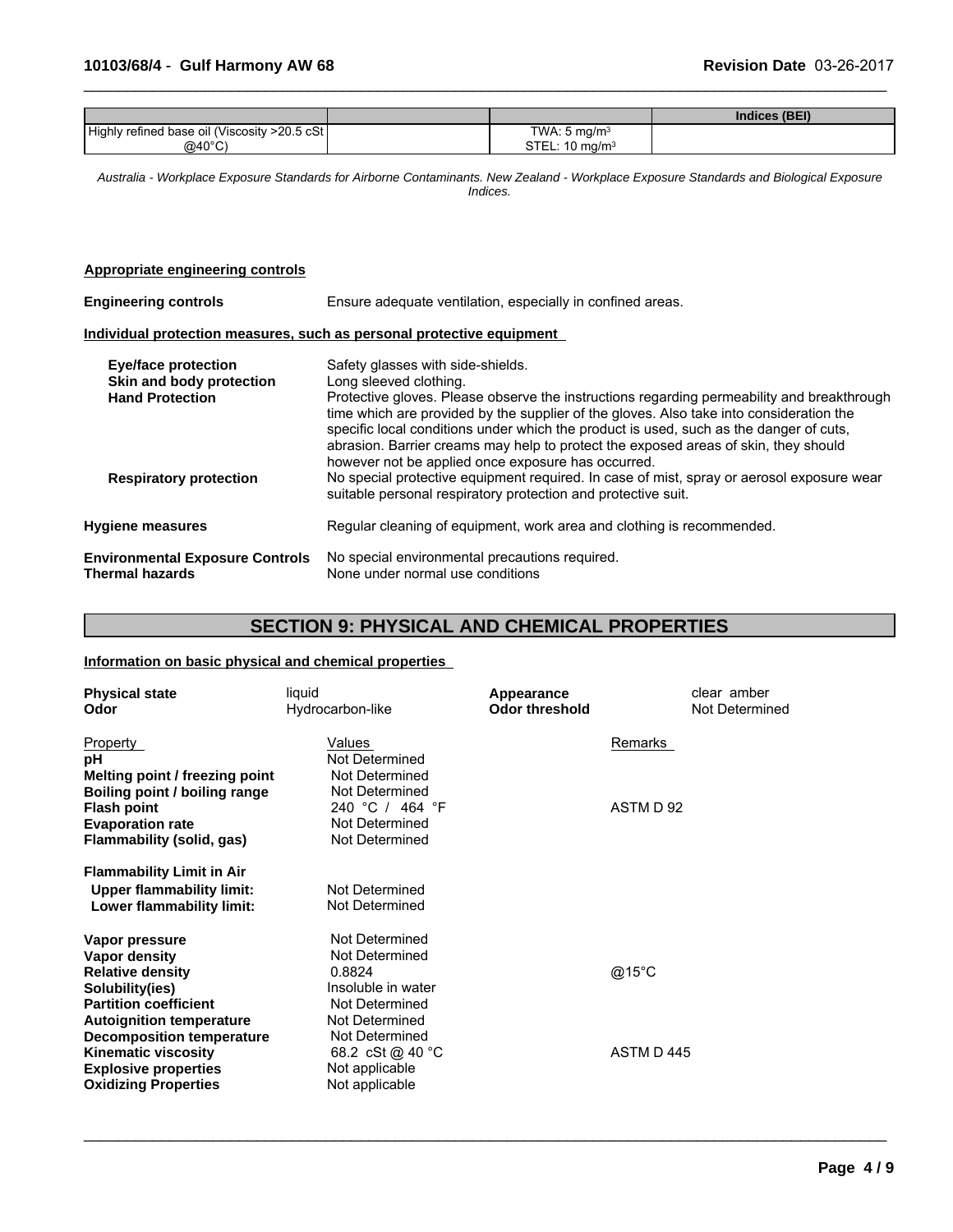| | | | Indices (BEI) |
|---|---|---|---|
| Highly refined base oil (Viscosity >20.5 cSt @40°C) | | TWA: 5 mg/m³<br>STEL: 10 mg/m³ | |

*Australia - Workplace Exposure Standards for Airborne Contaminants. New Zealand - Workplace Exposure Standards and Biological Exposure Indices.*

**Appropriate engineering controls**

**Engineering controls** Ensure adequate ventilation, especially in confined areas.

**Individual protection measures, such as personal protective equipment**

**Eye/face protection** Safety glasses with side-shields.

**Skin and body protection** Long sleeved clothing.

**Hand Protection** Protective gloves. Please observe the instructions regarding permeability and breakthrough time which are provided by the supplier of the gloves. Also take into consideration the specific local conditions under which the product is used, such as the danger of cuts, abrasion. Barrier creams may help to protect the exposed areas of skin, they should however not be applied once exposure has occurred.

**Respiratory protection** No special protective equipment required. In case of mist, spray or aerosol exposure wear suitable personal respiratory protection and protective suit.

**Hygiene measures** Regular cleaning of equipment, work area and clothing is recommended.

**Environmental Exposure Controls** No special environmental precautions required.

**Thermal hazards** None under normal use conditions

## SECTION 9: PHYSICAL AND CHEMICAL PROPERTIES

**Information on basic physical and chemical properties**

| | | | |
|---|---|---|---|
| **Physical state** | liquid | **Appearance** | clear amber |
| **Odor** | Hydrocarbon-like | **Odor threshold** | Not Determined |

| Property | Values | Remarks |
|---|---|---|
| **pH** | Not Determined | |
| **Melting point / freezing point** | Not Determined | |
| **Boiling point / boiling range** | Not Determined | |
| **Flash point** | 240 °C / 464 °F | ASTM D 92 |
| **Evaporation rate** | Not Determined | |
| **Flammability (solid, gas)** | Not Determined | |
| **Flammability Limit in Air** | | |
| **Upper flammability limit:** | Not Determined | |
| **Lower flammability limit:** | Not Determined | |
| **Vapor pressure** | Not Determined | |
| **Vapor density** | Not Determined | |
| **Relative density** | 0.8824 | @15°C |
| **Solubility(ies)** | Insoluble in water | |
| **Partition coefficient** | Not Determined | |
| **Autoignition temperature** | Not Determined | |
| **Decomposition temperature** | Not Determined | |
| **Kinematic viscosity** | 68.2 cSt @ 40 °C | ASTM D 445 |
| **Explosive properties** | Not applicable | |
| **Oxidizing Properties** | Not applicable | |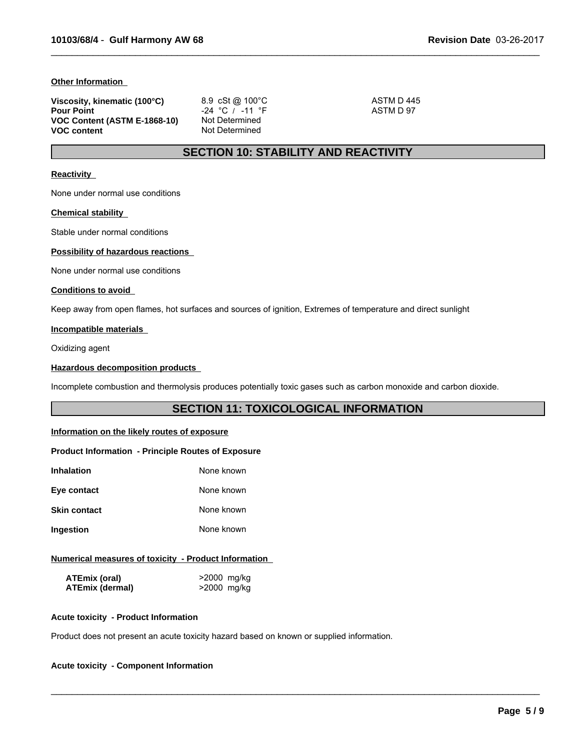**Other Information**

| | | |
|---|---|---|
| **Viscosity, kinematic (100°C)** | 8.9 cSt @ 100°C | ASTM D 445 |
| **Pour Point** | -24 °C / -11 °F | ASTM D 97 |
| **VOC Content (ASTM E-1868-10)** | Not Determined | |
| **VOC content** | Not Determined | |

## SECTION 10: STABILITY AND REACTIVITY

**Reactivity**

None under normal use conditions

**Chemical stability**

Stable under normal conditions

**Possibility of hazardous reactions**

None under normal use conditions

**Conditions to avoid**

Keep away from open flames, hot surfaces and sources of ignition, Extremes of temperature and direct sunlight

**Incompatible materials**

Oxidizing agent

**Hazardous decomposition products**

Incomplete combustion and thermolysis produces potentially toxic gases such as carbon monoxide and carbon dioxide.

## SECTION 11: TOXICOLOGICAL INFORMATION

**Information on the likely routes of exposure**

**Product Information - Principle Routes of Exposure**

| | |
|---|---|
| **Inhalation** | None known |
| **Eye contact** | None known |
| **Skin contact** | None known |
| **Ingestion** | None known |

**Numerical measures of toxicity - Product Information**

| | |
|---|---|
| **ATEmix (oral)** | >2000 mg/kg |
| **ATEmix (dermal)** | >2000 mg/kg |

**Acute toxicity - Product Information**

Product does not present an acute toxicity hazard based on known or supplied information.

**Acute toxicity - Component Information**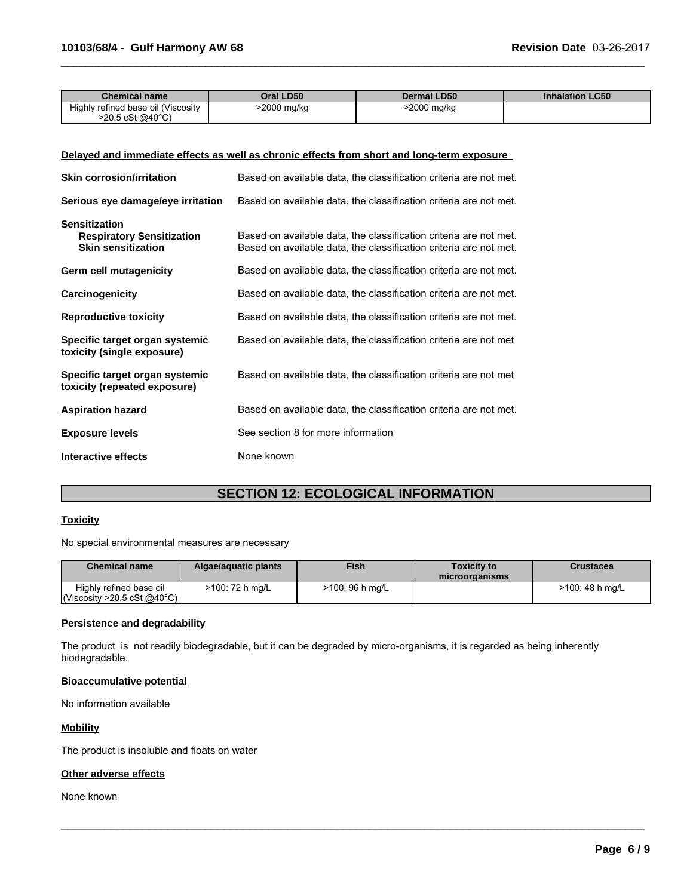| Chemical name | Oral LD50 | Dermal LD50 | Inhalation LC50 |
| --- | --- | --- | --- |
| Highly refined base oil (Viscosity >20.5 cSt @40°C) | >2000 mg/kg | >2000 mg/kg | |

**Delayed and immediate effects as well as chronic effects from short and long-term exposure**

**Skin corrosion/irritation** Based on available data, the classification criteria are not met.

**Serious eye damage/eye irritation** Based on available data, the classification criteria are not met.

**Sensitization**

**Respiratory Sensitization** Based on available data, the classification criteria are not met.

**Skin sensitization** Based on available data, the classification criteria are not met.

**Germ cell mutagenicity** Based on available data, the classification criteria are not met.

**Carcinogenicity** Based on available data, the classification criteria are not met.

**Reproductive toxicity** Based on available data, the classification criteria are not met.

**Specific target organ systemic toxicity (single exposure)** Based on available data, the classification criteria are not met

**Specific target organ systemic toxicity (repeated exposure)** Based on available data, the classification criteria are not met

**Aspiration hazard** Based on available data, the classification criteria are not met.

**Exposure levels** See section 8 for more information

**Interactive effects** None known

## SECTION 12: ECOLOGICAL INFORMATION

**Toxicity**

No special environmental measures are necessary

| Chemical name | Algae/aquatic plants | Fish | Toxicity to microorganisms | Crustacea |
| --- | --- | --- | --- | --- |
| Highly refined base oil (Viscosity >20.5 cSt @40°C) | >100: 72 h mg/L | >100: 96 h mg/L | | >100: 48 h mg/L |

**Persistence and degradability**

The product is not readily biodegradable, but it can be degraded by micro-organisms, it is regarded as being inherently biodegradable.

**Bioaccumulative potential**

No information available

**Mobility**

The product is insoluble and floats on water

**Other adverse effects**

None known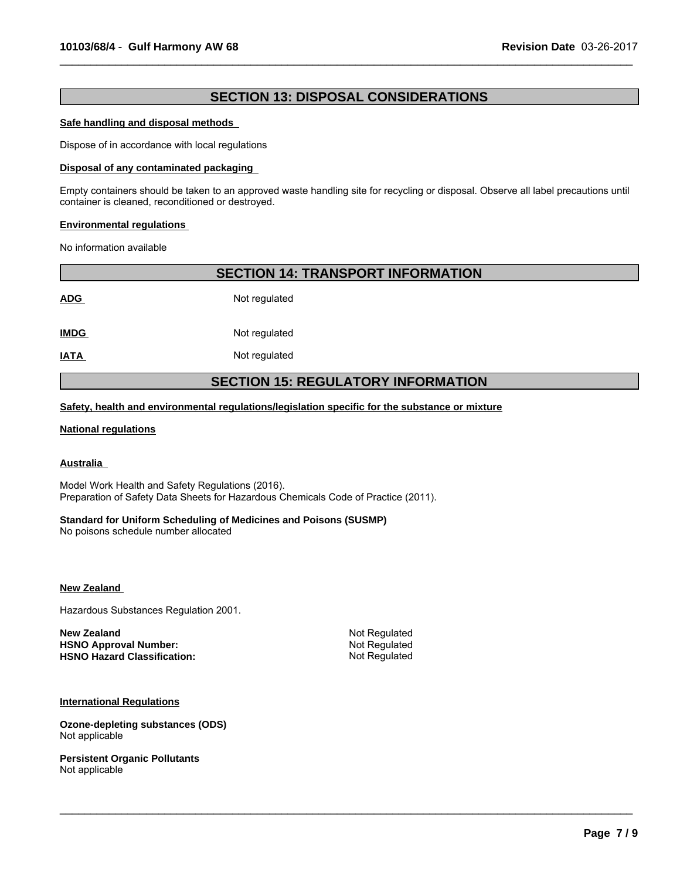## SECTION 13: DISPOSAL CONSIDERATIONS

**Safe handling and disposal methods**

Dispose of in accordance with local regulations

**Disposal of any contaminated packaging**

Empty containers should be taken to an approved waste handling site for recycling or disposal. Observe all label precautions until container is cleaned, reconditioned or destroyed.

**Environmental regulations**

No information available

## SECTION 14: TRANSPORT INFORMATION

| | |
|---|---|
| **ADG** | Not regulated |
| **IMDG** | Not regulated |
| **IATA** | Not regulated |

## SECTION 15: REGULATORY INFORMATION

**Safety, health and environmental regulations/legislation specific for the substance or mixture**

**National regulations**

**Australia**

Model Work Health and Safety Regulations (2016).
Preparation of Safety Data Sheets for Hazardous Chemicals Code of Practice (2011).

**Standard for Uniform Scheduling of Medicines and Poisons (SUSMP)**
No poisons schedule number allocated

**New Zealand**

Hazardous Substances Regulation 2001.

| | |
|---|---|
| **New Zealand** | Not Regulated |
| **HSNO Approval Number:** | Not Regulated |
| **HSNO Hazard Classification:** | Not Regulated |

**International Regulations**

**Ozone-depleting substances (ODS)**
Not applicable

**Persistent Organic Pollutants**
Not applicable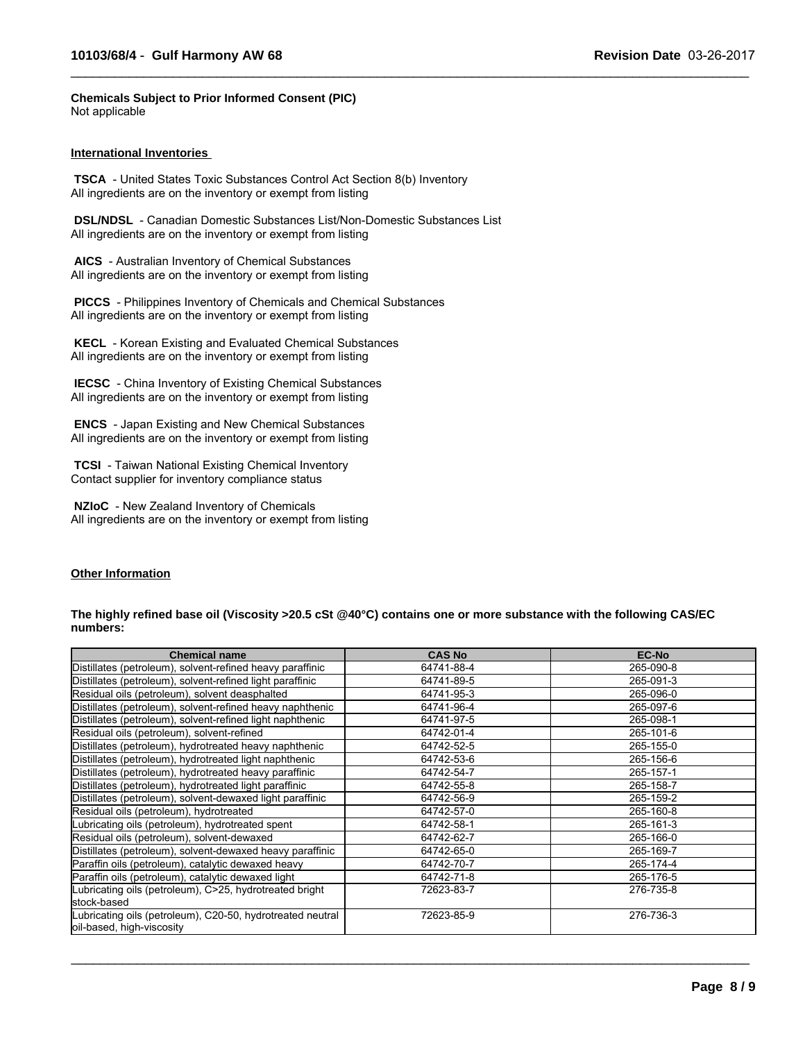**Chemicals Subject to Prior Informed Consent (PIC)**
Not applicable

## International Inventories

**TSCA** - United States Toxic Substances Control Act Section 8(b) Inventory
All ingredients are on the inventory or exempt from listing

**DSL/NDSL** - Canadian Domestic Substances List/Non-Domestic Substances List
All ingredients are on the inventory or exempt from listing

**AICS** - Australian Inventory of Chemical Substances
All ingredients are on the inventory or exempt from listing

**PICCS** - Philippines Inventory of Chemicals and Chemical Substances
All ingredients are on the inventory or exempt from listing

**KECL** - Korean Existing and Evaluated Chemical Substances
All ingredients are on the inventory or exempt from listing

**IECSC** - China Inventory of Existing Chemical Substances
All ingredients are on the inventory or exempt from listing

**ENCS** - Japan Existing and New Chemical Substances
All ingredients are on the inventory or exempt from listing

**TCSI** - Taiwan National Existing Chemical Inventory
Contact supplier for inventory compliance status

**NZIoC** - New Zealand Inventory of Chemicals
All ingredients are on the inventory or exempt from listing

## Other Information

**The highly refined base oil (Viscosity >20.5 cSt @40°C) contains one or more substance with the following CAS/EC numbers:**

| Chemical name | CAS No | EC-No |
|---|---|---|
| Distillates (petroleum), solvent-refined heavy paraffinic | 64741-88-4 | 265-090-8 |
| Distillates (petroleum), solvent-refined light paraffinic | 64741-89-5 | 265-091-3 |
| Residual oils (petroleum), solvent deasphalted | 64741-95-3 | 265-096-0 |
| Distillates (petroleum), solvent-refined heavy naphthenic | 64741-96-4 | 265-097-6 |
| Distillates (petroleum), solvent-refined light naphthenic | 64741-97-5 | 265-098-1 |
| Residual oils (petroleum), solvent-refined | 64742-01-4 | 265-101-6 |
| Distillates (petroleum), hydrotreated heavy naphthenic | 64742-52-5 | 265-155-0 |
| Distillates (petroleum), hydrotreated light naphthenic | 64742-53-6 | 265-156-6 |
| Distillates (petroleum), hydrotreated heavy paraffinic | 64742-54-7 | 265-157-1 |
| Distillates (petroleum), hydrotreated light paraffinic | 64742-55-8 | 265-158-7 |
| Distillates (petroleum), solvent-dewaxed light paraffinic | 64742-56-9 | 265-159-2 |
| Residual oils (petroleum), hydrotreated | 64742-57-0 | 265-160-8 |
| Lubricating oils (petroleum), hydrotreated spent | 64742-58-1 | 265-161-3 |
| Residual oils (petroleum), solvent-dewaxed | 64742-62-7 | 265-166-0 |
| Distillates (petroleum), solvent-dewaxed heavy paraffinic | 64742-65-0 | 265-169-7 |
| Paraffin oils (petroleum), catalytic dewaxed heavy | 64742-70-7 | 265-174-4 |
| Paraffin oils (petroleum), catalytic dewaxed light | 64742-71-8 | 265-176-5 |
| Lubricating oils (petroleum), C>25, hydrotreated bright stock-based | 72623-83-7 | 276-735-8 |
| Lubricating oils (petroleum), C20-50, hydrotreated neutral oil-based, high-viscosity | 72623-85-9 | 276-736-3 |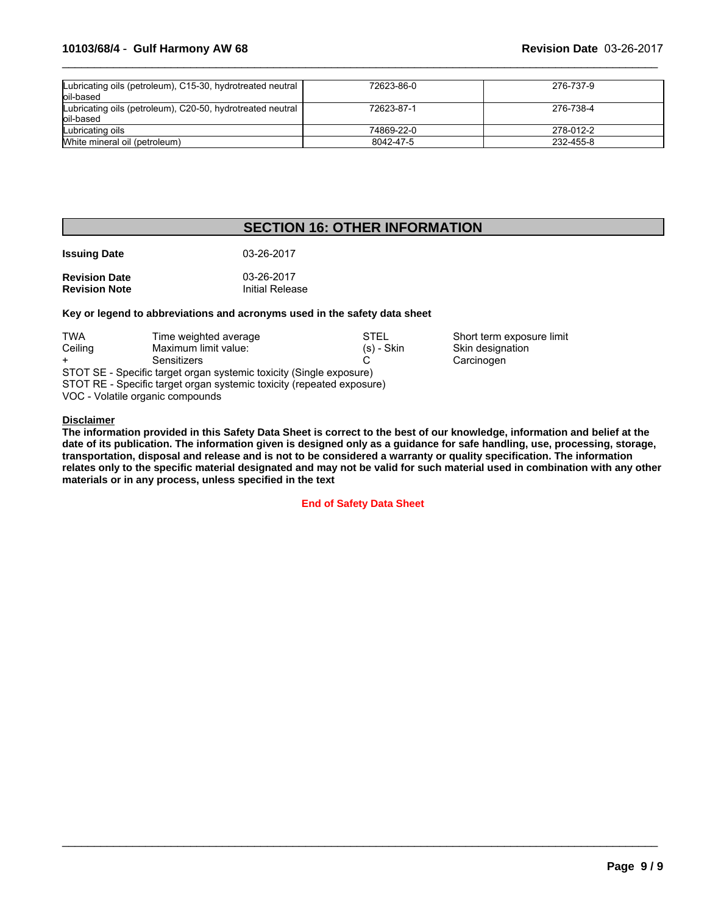| | | |
|---|---|---|
| Lubricating oils (petroleum), C15-30, hydrotreated neutral oil-based | 72623-86-0 | 276-737-9 |
| Lubricating oils (petroleum), C20-50, hydrotreated neutral oil-based | 72623-87-1 | 276-738-4 |
| Lubricating oils | 74869-22-0 | 278-012-2 |
| White mineral oil (petroleum) | 8042-47-5 | 232-455-8 |

## SECTION 16: OTHER INFORMATION

**Issuing Date** 03-26-2017

**Revision Date** 03-26-2017
**Revision Note** Initial Release

**Key or legend to abbreviations and acronyms used in the safety data sheet**

| | | | |
|---|---|---|---|
| TWA | Time weighted average | STEL | Short term exposure limit |
| Ceiling | Maximum limit value: | (s) - Skin | Skin designation |
| + | Sensitizers | C | Carcinogen |

STOT SE - Specific target organ systemic toxicity (Single exposure)
STOT RE - Specific target organ systemic toxicity (repeated exposure)
VOC - Volatile organic compounds

**Disclaimer**

**The information provided in this Safety Data Sheet is correct to the best of our knowledge, information and belief at the date of its publication. The information given is designed only as a guidance for safe handling, use, processing, storage, transportation, disposal and release and is not to be considered a warranty or quality specification. The information relates only to the specific material designated and may not be valid for such material used in combination with any other materials or in any process, unless specified in the text**

**End of Safety Data Sheet**